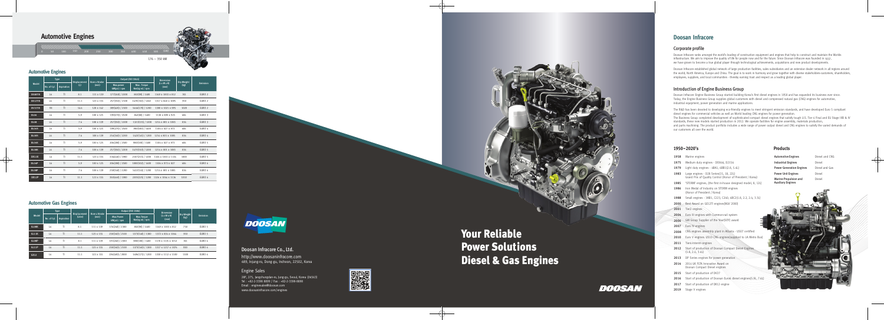## Automotive Engines

176 ~ 350 kW

### Automotive Engines

| Model | Type | | Displacement (L) | Bore x Stroke (mm) | Output (ISO 1585) | | Dimension (L x W x H) (mm) | Dry Weight (kg) | Emission |
|---|---|---|---|---|---|---|---|---|---|
| | No. of Cyl. | Aspiration | | | Max.power (kW(ps) / rpm) | Max. Torque (Nm(kg·m) / rpm) | | | |
| DE08TIS | L6 | TI | 8.1 | 111 x 139 | 177(240) / 2300 | 882(90) / 1400 | 1369 x 1003 x 912 | 785 | EURO 2 |
| DE12TIS | L6 | TI | 11.1 | 123 x 155 | 257(350) / 2100 | 1470(150) / 1260 | 1317 x 1018 x 1095 | 950 | EURO 2 |
| DV15TIS | V8 | TI | 14.6 | 128 x 142 | 309(420) / 2100 | 1666(170) / 1200 | 1308 x 1023 x 999 | 1020 | EURO 2 |
| DL06 | L6 | TI | 5.9 | 100 x 125 | 199(270) / 2500 | 863(88) / 1600 | 1150 x 899 x 925 | 606 | EURO 3 |
| DL08 | L6 | TI | 7.6 | 108 x 139 | 257(350) / 2200 | 1323(135) / 1200 | 1214 x 801 x 1083 | 836 | EURO 3 |
| DL06K | L6 | TI | 5.9 | 100 x 125 | 199(270) / 2500 | 980(100) / 1400 | 1204 x 827 x 973 | 606 | EURO 4 |
| DL08S | L6 | TI | 7.6 | 108 x 139 | 254(345) / 2200 | 1520(155) / 1200 | 1214 x 803 x 1085 | 836 | EURO 4 |
| DL06C | L6 | TI | 5.9 | 100 x 125 | 206(280) / 2500 | 980(100) / 1400 | 1204 x 827 x 973 | 606 | EURO 5 |
| DL08K | L6 | TI | 7.6 | 108 x 139 | 257(350) / 2200 | 1470(150) / 1200 | 1214 x 803 x 1085 | 836 | EURO 5 |
| DX12K | L6 | TI | 11.1 | 123 x 155 | 330(450) / 1900 | 2107(215) / 1200 | 1326 x 1013 x 1136 | 1000 | EURO 5 |
| DL06P | L6 | TI | 5.9 | 100 x 125 | 206(280) / 2500 | 1000(102) / 1600 | 1304 x 973 x 827 | 606 | EURO 6 |
| DL08P | L6 | TI | 7.6 | 108 x 139 | 250(340) / 2200 | 1421(145) / 1200 | 1214 x 803 x 1085 | 836 | EURO 6 |
| DX12P | L6 | TI | 11.1 | 123 x 155 | 353(480) / 1900 | 2205(225) / 1200 | 1326 x 1056 x 1136 | 1050 | EURO 6 |

### Automotive Gas Engines

| Model | Type | | Displacement (Liter) | Bore x Stroke (mm) | Output (ISO 1585) | | Dimension (L x W x H) (mm) | Dry Weight (kg) | Emission |
|---|---|---|---|---|---|---|---|---|---|
| | No. of Cyl. | Aspiration | | | Max.Power (kW(ps) / rpm) | Max.Torque (Nm(kg·m) / rpm) | | | |
| GL08K | L6 | TI | 8.1 | 111 x 139 | 176(240) / 2300 | 882(90) / 1600 | 1369 x 1003 x 912 | 750 | EURO 5 |
| GL11K | L6 | TI | 11.1 | 123 x 155 | 250(340) / 2100 | 1373(140) / 1300 | 1372 x 836 x 1066 | 910 | EURO 5 |
| GL08P | L6 | TI | 8.1 | 111 x 139 | 191(260) / 2300 | 980(100) / 1600 | 1175 x 1115 x 1012 | 785 | EURO 6 |
| GL11P | L6 | TI | 11.1 | 123 x 155 | 250(340) / 2100 | 1373(140) / 1300 | 1357 x 1257 x 1076 | 940 | EURO 6 |
| GX12 | L6 | TI | 11.1 | 123 x 155 | 294(400) / 2000 | 1696(173) / 1200 | 1359 x 1152 x 1180 | 1100 | EURO 6 |

**Doosan Infracore Co., Ltd.**
http://www.doosaninfracore.com
489, Injung-ro, Dong-gu, Incheon, 22502, Korea

**Engine Sales**
28F, 275, Jangchungdan-ro, Jung-gu, Seoul, Korea (04563)
Tel : +82-2-3398-8009 / Fax : +82-2-3398-8898
Email : enginesales@doosan.com
www.doosaninfracore.com/engines

# Your Reliable Power Solutions Diesel & Gas Engines

DOOSAN

## Doosan Infracore

### Corporate profile

Doosan Infracore ranks amongst the world's leading of construction equipment and engines that help to construct and maintain the Worlds infrastructure. We aim to improve the quality of life for people now and for the future. Since Doosan Infracore was founded in 1937, we have grown to become a true global player through technological achievements, acquisitions and new product developments.

Doosan Infracore established global network of large production facilities, sales subsidiaries and an extensive dealer network in all regions around the world, North America, Europe and China. The goal is to work in harmony and grow together with diverse stakeholders-customers, shareholders, employees, suppliers, and local communities - thereby earning trust and respect as a leading global player.

### Introduction of Engine Business Group

Doosan Infracore Engine Business Group started building Korea's first diesel engines in 1958 and has expanded its business ever since. Today, the Engine Business Group supplies global customers with diesel and compressed natural gas (CNG) engines for automotive, industrial equipment, power generation and marine applications.

The R&D has been devoted to developing eco-friendly engines to meet stringent emission standards, and have developed Euro 5 compliant diesel engines for commercial vehicles as well as World leading CNG engines for power generation.
The Business Group completed development of sophisticated compact diesel engines that satisfy tough U.S. Tier 4 Final and EU Stage IIIB & IV standards, these new models started production in 2012. We operate facilities for engine assembly, materials production, and parts machining. The product portfolio includes a wide range of power output diesel and CNG engines to satisfy the varied demands of our customers all over the world.

### 1950~2020's

- **1958** Marine engines
- **1975** Medium duty engines - D0846, D2156
- **1979** Light duty engines - 4BA1, 4BB1(2.8, 3.6L)
- **1983** Large engines - D28 Series(15, 18, 22L) Grand Prix of Quality Control (Honor of President / Korea)
- **1985** 'STORM' engines, (the first in-house designed model, 8, 12L)
- **1986** Iron Medal of Industry on STORM engines (Honor of President / Korea)
- **1988** Small engines - 3AB1, C223, C240, 4BC2(1.8, 2.2, 2.4, 3.3L)
- **2000** Best Award on GE12TI engine(MGV 2000)
- **2001** Tier2 engines
- **2004** Euro III engines with Common rail system
- **2006** GM Group Supplier of the Year(SOY) award
- **2007** Euro IV engines
- **2008** CNG engines assembly plant in Atlanta - LISO7 certified
- **2010** Euro V engines. US10 CNG engines(supplied to LA Metro Bus)
- **2011** Tier4 Interim engines
- **2012** Start of production of Doosan Compact Diesel Engines (1.8, 2.4, 3.4L)
- **2013** DP Series engines for power generation
- **2014** 2014 UK TCN Innovative Award on Doosan Compact Diesel engines
- **2015** Start of production of DX27
- **2016** Start of production of Doosan Euro6 diesel engines(5.9L, 7.6L)
- **2017** Start of production of DX12 engine
- **2019** Stage V engines

### Products

| | |
|---|---|
| **Automotive Engines** | Diesel and CNG |
| **Industrial Engines** | Diesel |
| **Power Generation Engines** | Diesel and Gas |
| **Power Unit Engines** | Diesel |
| **Marine Propulsion and Auxiliary Engines** | Diesel |

DOOSAN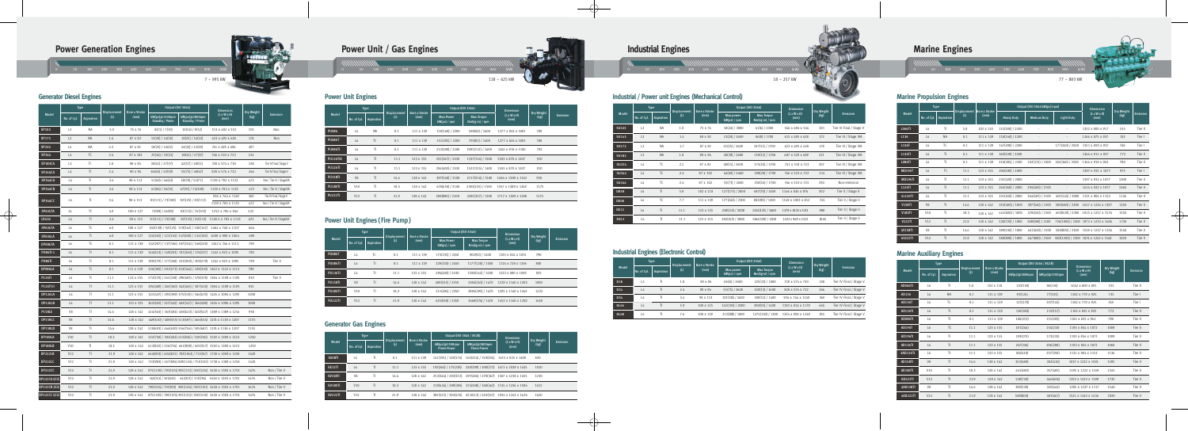# Power Generation Engines

7 ~ 995 kW

## Generator Diesel Engines

| Model | Type | | Displacement (L) | Bore x Stroke (mm) | Output (ISO 3046) | | Dimension (L x W x H) (mm) | Dry Weight (kg) | Emission |
|---|---|---|---|---|---|---|---|---|---|
| | No. of Cyl | Aspiration | | | kW(ps)@1500rpm Standby / Prime | kW(ps)@1800rpm Standby / Prime | | | |
| SP303 | L3 | NA | 1.0 | 75 x 76 | 8(11) / 7(10) | 10(14) / 9(12) | 553 x 482 x 653 | 105 | Non |
| SP373 | L3 | NA | 1.4 | 87 x 92 | 15(20) / 14(19) | 18(25) / 16(22) | 623 x 495 x 620 | 179 | Non |
| SP22A | L4 | NA | 2.2 | 87 x 92 | 18(25) / 16(22) | 26(35) / 23(31) | 750 x 495 x 696 | 207 | |
| SP24A | L4 | TC | 2.4 | 87 x 102 | 25(34) / 23(31) | 30(41) / 27(37) | 766 x 510 x 721 | 214 | |
| SP183CA | L3 | TI | 1.8 | 90 x 95 | 30(41) / 27(37) | 42(57) / 38(52) | 728 x 575 x 730 | 238 | Tier 3 Final / Stage V |
| SP344CA | L4 | TI | 2.4 | 90 x 95 | 46(63) / 42(57) | 55(75) / 50(68) | 828 x 575 x 772 | 266 | Tier 4 Final / Stage V |
| SP344CB | L4 | TI | 3.4 | 98 x 113 | 51(69) / 46(63) | 58(79) / 52(71) | 1139 x 783 x 1135 | 672 | Tier 3 / Tier 4 / Stage IIIA |
| SP344CC | L4 | TI | 3.4 | 98 x 113 | 81(110) / 73(99) | 90(122) / 82(112) | 936 x 763 x 1040 / 1139 x 783 x 1135 | 360 / 672 | Tier 4 Final / Stage V / Tier 3 / Tier 4 / Stage IIIA |
| DP086TA | L6 | TC | 6.0 | 100 x 127 | 73(99) / 66(90) | 83(113) / 75(102) | 1255 x 706 x 986 | 522 | |
| LD434 | L4 | TI | 3.4 | 98 x 113 | 91(124) / 82(112) | 101(137) / 92(125) | 1139 x 783 x 1135 | 672 | Tier 3 / Tier 4 / Stage IIIA |
| DP086TA | L6 | TC | 6.0 | 100 x 127 | 102(139) / 93(127) | 115(157) / 104(142) | 1366 x 768 x 1157 | 666 | |
| DP086LA | L6 | TI | 6.0 | 100 x 127 | 134(182) / 122(166) | 150(204) / 136(185) | 1400 x 888 x 1064 | 698 | |
| DP086TA | L6 | TI | 6.0 | 100 x 127 | 102(139) / 93(127) | 115(157) / 104(142) | 1262 x 768 x 1012 | 606 | |
| P086TI-1 | L6 | TI | 8.1 | 111 x 139 | 152(207) / 137(186) | 167(227) / 152(207) | 1262 x 923 x 1095 | 790 | |
| P086TI | L6 | TI | 8.1 | 111 x 139 | 164(223) / 149(203) | 191(260) / 174(237) | 1262 x 923 x 1095 | 790 | |
| P126TI | L6 | TI | 8.1 | 111 x 139 | 199(270) / 172(240) | 221(300) / 199(270) | 1262 x 923 x 1095 | 790 | Tier II |
| DP086LA | L6 | TI | 8.1 | 111 x 139 | 224(305) / 201(273) | 255(347) / 232(315) | 1262 x 1123 x 1113 | 790 | |
| P126TI | L6 | TI | 11.1 | 123 x 155 | 272(370) / 250(340) | 298(405) / 271(369) | 1366 x 1139 x 1195 | 910 | Tier II |
| P126TI-II | L6 | TI | 11.1 | 123 x 155 | 295(401) / 268(364) | 324(441) / 294(400) | 1366 x 1139 x 1195 | 915 | |
| DP126LA | L6 | TI | 11.1 | 123 x 155 | 325(442) / 297(404) | 375(510) / 340(463) | 1626 x 1096 x 1295 | 1000 | |
| DP126LB | L6 | TI | 11.1 | 123 x 155 | 362(492) / 327(445) | 403(548) / 364(495) | 1626 x 1096 x 1295 | 1000 | |
| P158LE | V8 | TI | 14.6 | 128 x 142 | 414(563) / 363(494) | 447(608) / 407(553) | 1389 x 1388 x 1256 | 958 | |
| DP158LC | V8 | TI | 14.6 | 128 x 142 | 449(610) / 409(556) | 513(698) / 466(634) | 1426 x 1158 x 1267 | 1130 | |
| DP158LD | V8 | TI | 14.6 | 128 x 142 | 510(693) / 466(634) | 554(753) / 504(685) | 1426 x 1158 x 1267 | 1155 | |
| DP180LA | V10 | TI | 18.3 | 128 x 142 | 562(764) / 505(687) | 615(836) / 559(760) | 1592 x 1389 x 1223 | 1250 | |
| DP180LB | V10 | TI | 18.3 | 128 x 142 | 612(832) / 556(756) | 661(899) / 601(817) | 1592 x 1389 x 1223 | 1250 | |
| DP222LA | V12 | TI | 21.9 | 128 x 142 | 665(904) / 604(821) | 735(999) / 668(908) | 1738 x 1388 x 1258 | 1420 | |
| DP222LB | V12 | TI | 21.9 | 128 x 142 | 735(999) / 667(907) | 791(1076) / 719(978) | 1738 x 1388 x 1258 | 1420 | |
| DP222LC | V12 | TI | 21.9 | 128 x 142 | 770(1047) / 697(948) | 821(1116) / 746(1014) | 1738 x 1388 x 1258 | 1420 | |
| DP222CC | V12 | TI | 21.9 | 128 x 142 | 790(1074) / 718(976) | 866(1178) / 787(1070) | 1650 x 1589 x 1741 | 1676 | Non / Tier II |
| DP222CA (CCD) | V12 | TI | 21.9 | 128 x 142 | 740(1006) / 673(915) | 815(1108) / 741(1008) | 1650 x 1589 x 1741 | 1676 | Non / Tier II |
| DP222CB (CCD) | V12 | TI | 21.9 | 128 x 142 | 800(1088) / 727(989) | 866(1178) / 787(1070) | 1650 x 1589 x 1741 | 1676 | Non / Tier II |
| DP222CC (CCD) | V12 | TI | 21.9 | 128 x 142 | 875(1190) / 795(1081) | 995(1353) / 905(1231) | 1650 x 1589 x 1741 | 1676 | Non / Tier II |

# Power Unit / Gas Engines

118 ~ 625 kW

## Power Unit Engines

| Model | Type | | Displacement (L) | Bore x Stroke (mm) | Output (ISO 3046) | | Dimension (L x W x H) (mm) | Dry Weight (kg) | Emission |
|---|---|---|---|---|---|---|---|---|---|
| | No. of Cyl | Aspiration | | | Max.Power kW(ps) / rpm | Max.Torque N·m(kg·m) / rpm | | | |
| P086TI | L6 | NA | 8.1 | 111 x 139 | 118(160) / 2200 | 569(58) / 1600 | 1277 x 826 x 1001 | 780 | |
| P086TI-I | L6 | TI | 8.1 | 111 x 139 | 157(213) / 2200 | 755(77) / 1600 | 1277 x 826 x 1001 | 790 | |
| P086TI | L6 | TI | 8.1 | 111 x 139 | 211(287) / 2200 | 1089(111) / 1600 | 1262 x 858 x 1000 | 790 | |
| P126TI-II | L6 | TI | 11.1 | 123 x 155 | 255(347) / 2100 | 1373(140) / 1500 | 1383 x 870 x 1037 | 910 | |
| P126TI | L6 | TI | 11.1 | 123 x 155 | 294(400) / 2100 | 1521(155) / 1500 | 1383 x 870 x 1037 | 910 | |
| P158LE | V8 | TI | 14.6 | 128 x 142 | 397(540) / 2100 | 2117(216) / 1300 | 1455 x 1338 x 1162 | 950 | |
| P180LE | V10 | TI | 18.3 | 128 x 142 | 478(650) / 2100 | 2383(243) / 1500 | 1557 x 1388 x 1168 | 1175 | |
| P222LE | V12 | TI | 21.9 | 128 x 142 | 588(800) / 2100 | 3099(327) / 1500 | 1717 x 1389 x 1188 | 1575 | |

## Power Unit Engines (Fire Pump)

| Model | Type | | Displacement (L) | Bore x Stroke (mm) | Output (ISO 3046) | | Dimension (L x W x H) (mm) | Dry Weight (kg) | Emission |
|---|---|---|---|---|---|---|---|---|---|
| | No. of Cyl | Aspiration | | | Max.Power kW(ps) / rpm | Max.Torque N·m(kg·m) / rpm | | | |
| F086TI | L6 | TC | 8.1 | 111 x 139 | 173(235) / 2360 | 902(92) / 1600 | 1163 x 836 x 1076 | 790 | |
| F086TI | L6 | TI | 8.1 | 111 x 139 | 228(310) / 2360 | 1177(120) / 1900 | 1116 x 728 x 1106 | 800 | |
| F126TI | L6 | TI | 11.1 | 123 x 155 | 296(403) / 2100 | 1549(158) / 1400 | 1223 x 880 x 1095 | 925 | |
| F158FE | V8 | TI | 14.6 | 128 x 142 | 405(551) / 2350 | 2394(244) / 1470 | 1239 x 1160 x 1203 | 1000 | |
| F180FE | V10 | TI | 18.3 | 128 x 142 | 513(698) / 2350 | 2894(295) / 1470 | 1295 x 1160 x 1263 | 1125 | |
| F222FE | V12 | TI | 21.9 | 128 x 142 | 625(850) / 2350 | 3468(354) / 1470 | 1453 x 1160 x 1290 | 1250 | |

## Generator Gas Engines

| Model | Type | | Displacement (L) | Bore x Stroke (mm) | Output (ISO 3046 / 8528) | | Dimension (L x W x H) (mm) | Dry Weight (kg) | Emission |
|---|---|---|---|---|---|---|---|---|---|
| | No. of Cyl | Aspiration | | | kW(ps)@1500rpm Prime Power | kW(ps)@1800rpm Prime Power | | | |
| GE08TI | L6 | TI | 8.1 | 111 x 139 | 141(191) / 117(159) | 163(222) / 135(184) | 1615 x 925 x 1285 | 820 | |
| GE12TI | L6 | TI | 11.1 | 123 x 155 | 181(246) / 175(238) | 200(199) / 178(242) | 1672 x 1059 x 1435 | 1030 | |
| GV158TI | V8 | TI | 14.6 | 128 x 142 | 257(350) / 230(313) | 297(404) / 275(374) | 1587 x 1298 x 1455 | 1270 | |
| GV180TI | V10 | TI | 18.3 | 128 x 142 | 319(434) / 289(393) | 375(510) / 340(462) | 1726 x 1298 x 1594 | 1475 | |
| GV222TI | V12 | TI | 21.9 | 128 x 142 | 385(523) / 350(476) | 411(611) / 410(557) | 1824 x 1263 x 1624 | 1620 | |

# Industrial Engines

18 ~ 257 kW

## Industrial / Power unit Engines (Mechanical Control)

| Model | Type | | Displacement (L) | Bore x Stroke (mm) | Output (ISO 3046) | | Dimension (L x W x H) (mm) | Dry Weight (kg) | Emission |
|---|---|---|---|---|---|---|---|---|---|
| | No. of Cyl | Aspiration | | | Max.power kW(ps) / rpm | Max.Torque N·m(kg·m) / rpm | | | |
| S0183 | L3 | NA | 1.8 | 75 x 76 | 18(26) / 3600 | 47(4.7) / 3000 | 566 x 496 x 546 | 105 | Tier IV Final / Stage V |
| S0143 | L3 | NA | 1.4 | 80 x 92 | 22(28) / 2400 | 96(8) / 1700 | 615 x 495 x 628 | 172 | Tier III / Stage IIIA |
| S0173 | L3 | NA | 1.7 | 87 x 92 | 25(35) / 2600 | 107(11) / 1700 | 623 x 495 x 628 | 179 | Tier III / Stage IIIA |
| S0183 | L3 | NA | 1.8 | 88 x 95 | 28(38) / 2400 | 118(12) / 1700 | 687 x 528 x 689 | 211 | Tier III / Stage IIIA |
| S022A | L4 | TC | 2.2 | 87 x 92 | 40(55) / 2800 | 173(18) / 1700 | 763 x 508 x 723 | 207 | Tier III / Stage IIIA |
| S024A | L4 | TC | 2.4 | 87 x 102 | 44(60) / 2800 | 190(19) / 1700 | 766 x 510 x 723 | 216 | Tier III / Stage IIIA |
| S024A | L4 | TC | 2.4 | 87 x 102 | 55(75) / 2800 | 250(26) / 1700 | 766 x 510 x 723 | 250 | Non-emission |
| DB58 | L6 | TI | 5.9 | 102 x 118 | 127(173) / 2300 | 607(70) / 1400 | 1166 x 836 x 976 | 502 | Tier II / Stage II |
| DB08 | L6 | TC | 7.7 | 111 x 139 | 177(240) / 2300 | 883(90) / 1200 | 1169 x 1003 x 852 | 745 | Tier II / Stage II |
| DE12 | L6 | TI | 11.1 | 123 x 155 | 250(340) / 2000 | 1363(139) / 1600 | 1379 x 1016 x 1051 | 980 | Tier II / Stage II |
| DE12 | L6 | TI | 11.1 | 123 x 155 | 257(350) / 2000 | 1864(190) / 1300 | 1222 x 969 x 1102 | 1025 | Tier II / Stage II |

## Industrial Engines (Electronic Control)

| Model | Type | | Displacement (L) | Bore x Stroke (mm) | Output (ISO 3046) | | Dimension (L x W x H) (mm) | Dry Weight (kg) | Emission |
|---|---|---|---|---|---|---|---|---|---|
| | No. of Cyl | Aspiration | | | Max.power kW(ps) / rpm | Max.Torque N·m(kg·m) / rpm | | | |
| D18 | L3 | TI | 1.8 | 90 x 95 | 55(56) / 2600 | 225(23) / 1600 | 726 x 575 x 730 | 238 | Tier IV Final / Stage V |
| D24 | L4 | TI | 2.4 | 90 x 95 | 55(75) / 2600 | 320(33) / 1600 | 828 x 575 x 772 | 266 | Tier IV Final / Stage V |
| D34 | L4 | TI | 3.4 | 98 x 113 | 101(135) / 2600 | 500(51) / 1400 | 936 x 766 x 1040 | 360 | Tier IV Final / Stage V |
| DL06 | L6 | TI | 5.9 | 100 x 125 | 165(182) / 2000 | 950(97) / 1400 | 1203 x 816 x 1170 | 645 | Tier IV Final / Stage V |
| DL08 | L6 | TI | 7.6 | 108 x 139 | 210(286) / 1800 | 1275(130) / 1300 | 1411 x 958 x 1249 | 855 | Tier IV Final / Stage V |

# Marine Engines

77 ~ 883 kW

## Marine Propulsion Engines

| Model | Type | | Displacement (L) | Bore x Stroke (mm) | Output (ISO 3046) kW(ps)/rpm | | | Dimension (L x W x H) (mm) | Dry Weight (kg) | Emission |
|---|---|---|---|---|---|---|---|---|---|---|
| | No. of Cyl | Aspiration | | | Heavy Duty | Medium Duty | Light Duty | | | |
| L066TI | L6 | TI | 5.8 | 102 x 118 | 151(240) / 2800 | - | - | 1312 x 800 x 957 | 535 | Tier II |
| L136 | L6 | NA | 8.1 | 111 x 139 | 118(160) / 2200 | - | - | 1366 x 875 x 957 | 763 | Tier I |
| L136T | L6 | TC | 8.1 | 111 x 139 | 167(200) / 2200 | - | 177(240) / 2400 | 1353 x 895 x 957 | 768 | Tier I |
| L136TI | L6 | TI | 8.1 | 111 x 139 | 169(230) / 2200 | - | - | 1366 x 910 x 957 | 773 | Tier II |
| L086TI | L6 | TI | 8.1 | 111 x 139 | 210(285) / 2300 | 232(315) / 2300 | 265(360) / 2300 | 1366 x 990 x 965 | 790 | Tier II |
| MD196TI | L6 | TC | 11.1 | 123 x 155 | 206(280) / 1800 | - | - | 1597 x 915 x 1077 | 975 | Tier I |
| MD196TI | L6 | TI | 11.1 | 123 x 155 | 235(320) / 1800 | - | - | 1597 x 915 x 1077 | 1000 | Tier II |
| L126TI | L6 | TI | 11.1 | 123 x 155 | 265(360) / 1800 | 294(400) / 2000 | - | 1636 x 915 x 1077 | 1050 | Tier II |
| L126TI | L6 | TI | 11.1 | 123 x 155 | 331(450) / 1800 | 346(470) / 2100 | 405(550) / 2300 | 1715 x 956 x 1153 | 1136 | Tier II |
| V158TI | V8 | TI | 14.6 | 128 x 142 | 353(480) / 1800 | 397(540) / 2000 | 500(680) / 2300 | 1457 x 1226 x 1097 | 1150 | Tier II |
| V180TI | V10 | TI | 18.3 | 128 x 142 | 441(600) / 1800 | 478(650) / 1800 | 603(820) / 2300 | 1815 x 1227 x 1176 | 1550 | Tier II |
| V222TI | V12 | TI | 21.9 | 128 x 142 | 530(720) / 1800 | 588(800) / 2000 | 736(1000) / 2300 | 1973 x 1233 x 1426 | 1730 | Tier II |
| AV158TI | V8 | TI | 14.6 | 128 x 142 | 399(530) / 1800 | 441(600) / 2100 | 588(800) / 2300 | 1558 x 1237 x 1336 | 1568 | Tier II |
| AV180TI | V10 | TI | 18.3 | 128 x 142 | 487(662) / 1800 | 529(720) / 2100 | 706(960) / 2300 | 1583 x 1237 x 1362 | 1520 | Tier II |
| AV222TI | V12 | TI | 21.9 | 128 x 142 | 588(800) / 1800 | 647(880) / 2100 | 883(1200) / 2300 | 1836 x 1263 x 1420 | 1920 | Tier II |

## Marine Auxiliary Engines

| Model | Type | | Displacement (L) | Bore x Stroke (mm) | Output (ISO 3046 / IMO) | | Dimension (L x W x H) (mm) | Dry Weight (kg) | Emission |
|---|---|---|---|---|---|---|---|---|---|
| | No. of Cyl | Aspiration | | | kW(ps)@1800rpm | kW(ps)@1500rpm | | | |
| AD066TI | L6 | TI | 5.8 | 102 x 118 | 130(150) | 96(130) | 1362 x 800 x 893 | 535 | Tier II |
| AD136 | L6 | NA | 8.1 | 111 x 139 | 93(126) | 77(105) | 1362 x 770 x 925 | 735 | Tier I |
| AD136T | L6 | TC | 8.1 | 111 x 139 | 125(170) | 107(145) | 1362 x 770 x 925 | 768 | Tier I |
| AD136TI | L6 | TI | 8.1 | 111 x 139 | 144(196) | 125(170) | 1362 x 820 x 925 | 773 | Tier II |
| AD086TI | L6 | TI | 8.1 | 111 x 139 | 186(253) | 155(211) | 1362 x 825 x 962 | 790 | Tier II |
| AD196T | L6 | TC | 11.1 | 123 x 155 | 161(264) | 156(212) | 1593 x 856 x 1073 | 1000 | Tier II |
| AD196TI | L6 | TI | 11.1 | 123 x 155 | 199(270) | 174(236) | 1593 x 856 x 1073 | 1000 | Tier II |
| AD126TI | L6 | TI | 11.1 | 123 x 155 | 267(363) | 206(280) | 1593 x 856 x 1073 | 1060 | Tier II |
| LAD126TI | L6 | TI | 11.1 | 123 x 155 | 305(415) | 257(350) | 1531 x 856 x 1133 | 1136 | Tier II |
| AD158TI | V8 | TI | 14.6 | 128 x 142 | 353(480) | 303(412) | 1817 x 1222 x 1326 | 1295 | Tier II |
| AD180TI | V10 | TI | 18.3 | 128 x 142 | 443(603) | 357(485) | 1795 x 1222 x 1340 | 1550 | Tier II |
| AD222TI | V12 | TI | 21.9 | 128 x 142 | 538(720) | 430(585) | 1953 x 1222 x 1398 | 1735 | Tier II |
| LAD158TI | V8 | TI | 14.6 | 128 x 142 | 399(543) | 325(442) | 1295 x 1222 x 1117 | 1560 | Tier II |
| LAD222TI | V12 | TI | 21.9 | 128 x 142 | 588(800) | 485(660) | 1521 x 1263 x 1236 | 1920 | Tier II |